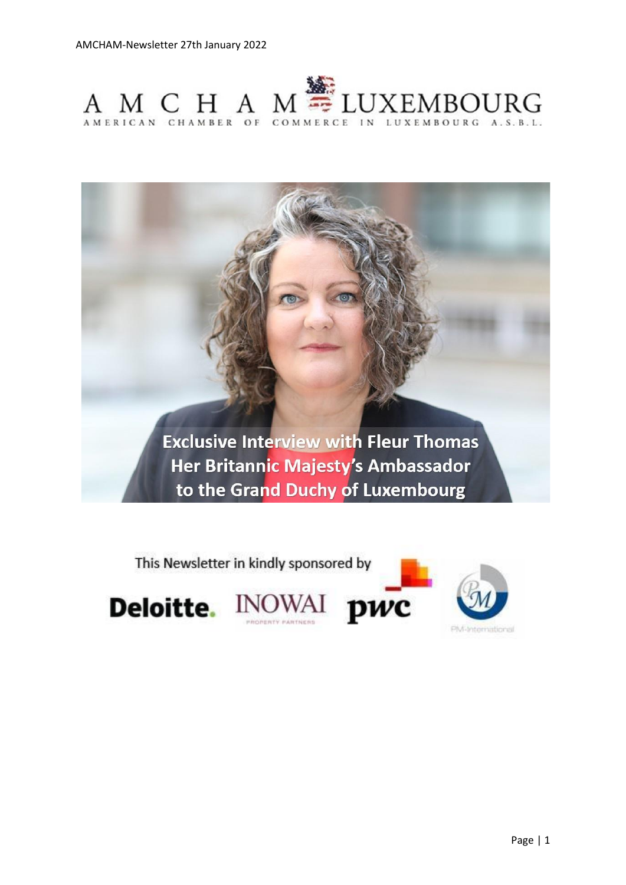# AMCHAM LUXEMBOURG

AMERICAN CHAMBER OF COMMERCE IN LUXEMBOURG A.S.B.L.

**Exclusive Interview with Fleur Thomas Her Britannic Majesty's Ambassador to the Grand Duchy of Luxembourg**

This Newsletter in kindly sponsored by

Deloitte. INOWAI PROPERTY PARTNERS pwc PM-International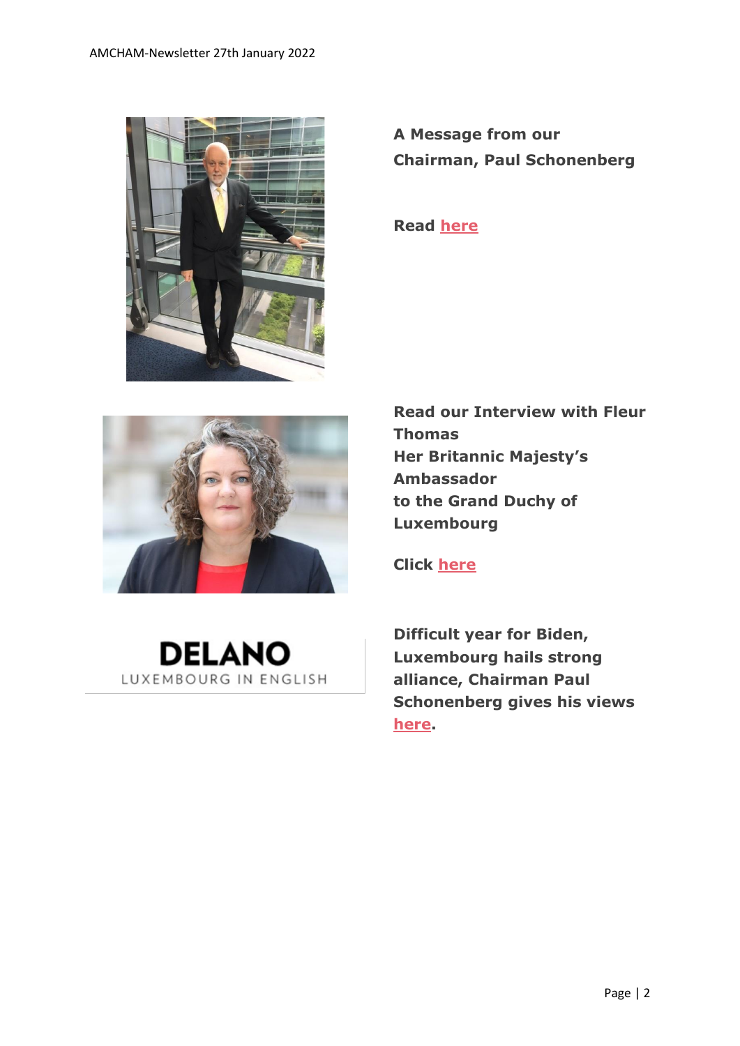**A Message from our Chairman, Paul Schonenberg**

**Read here**

**Read our Interview with Fleur Thomas**
**Her Britannic Majesty's Ambassador**
**to the Grand Duchy of Luxembourg**

**Click here**

DELANO
LUXEMBOURG IN ENGLISH

**Difficult year for Biden, Luxembourg hails strong alliance, Chairman Paul Schonenberg gives his views here.**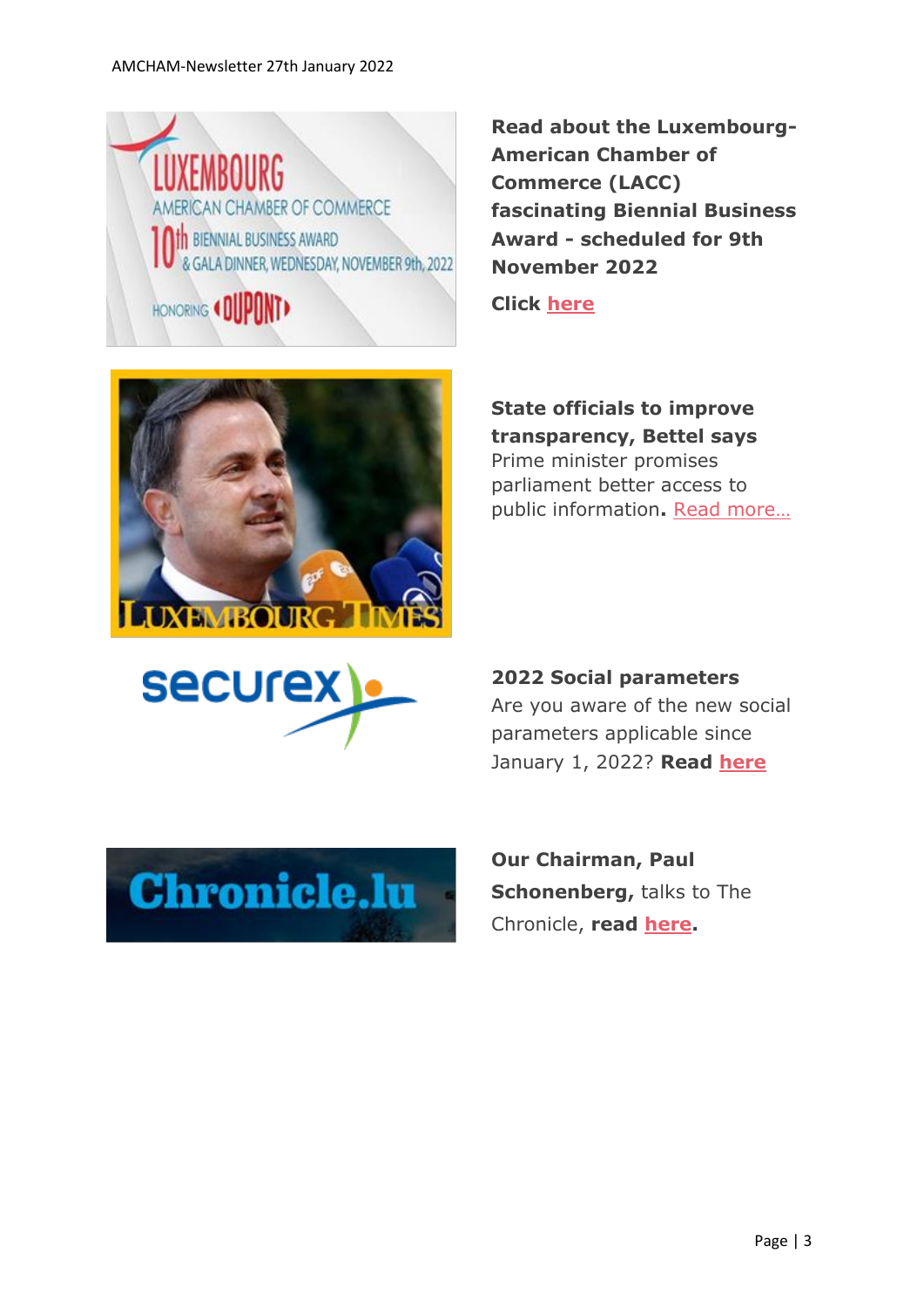**Read about the Luxembourg-American Chamber of Commerce (LACC) fascinating Biennial Business Award - scheduled for 9th November 2022**

**Click here**

**State officials to improve transparency, Bettel says**
Prime minister promises parliament better access to public information**.** Read more…

**2022 Social parameters**
Are you aware of the new social parameters applicable since January 1, 2022? **Read here**

**Our Chairman, Paul Schonenberg,** talks to The Chronicle, **read here.**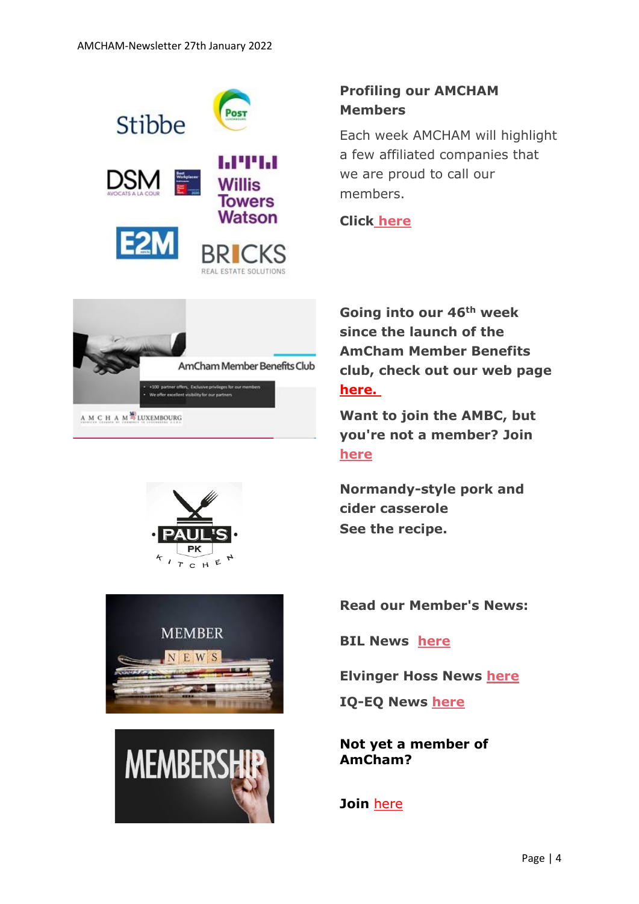**Profiling our AMCHAM Members**

Each week AMCHAM will highlight a few affiliated companies that we are proud to call our members.

**Click here**

**Going into our 46th week since the launch of the AmCham Member Benefits club, check out our web page here.**

**Want to join the AMBC, but you're not a member? Join here**

**Normandy-style pork and cider casserole**
**See the recipe.**

**Read our Member's News:**

**BIL News here**

**Elvinger Hoss News here**

**IQ-EQ News here**

**Not yet a member of AmCham?**

**Join** here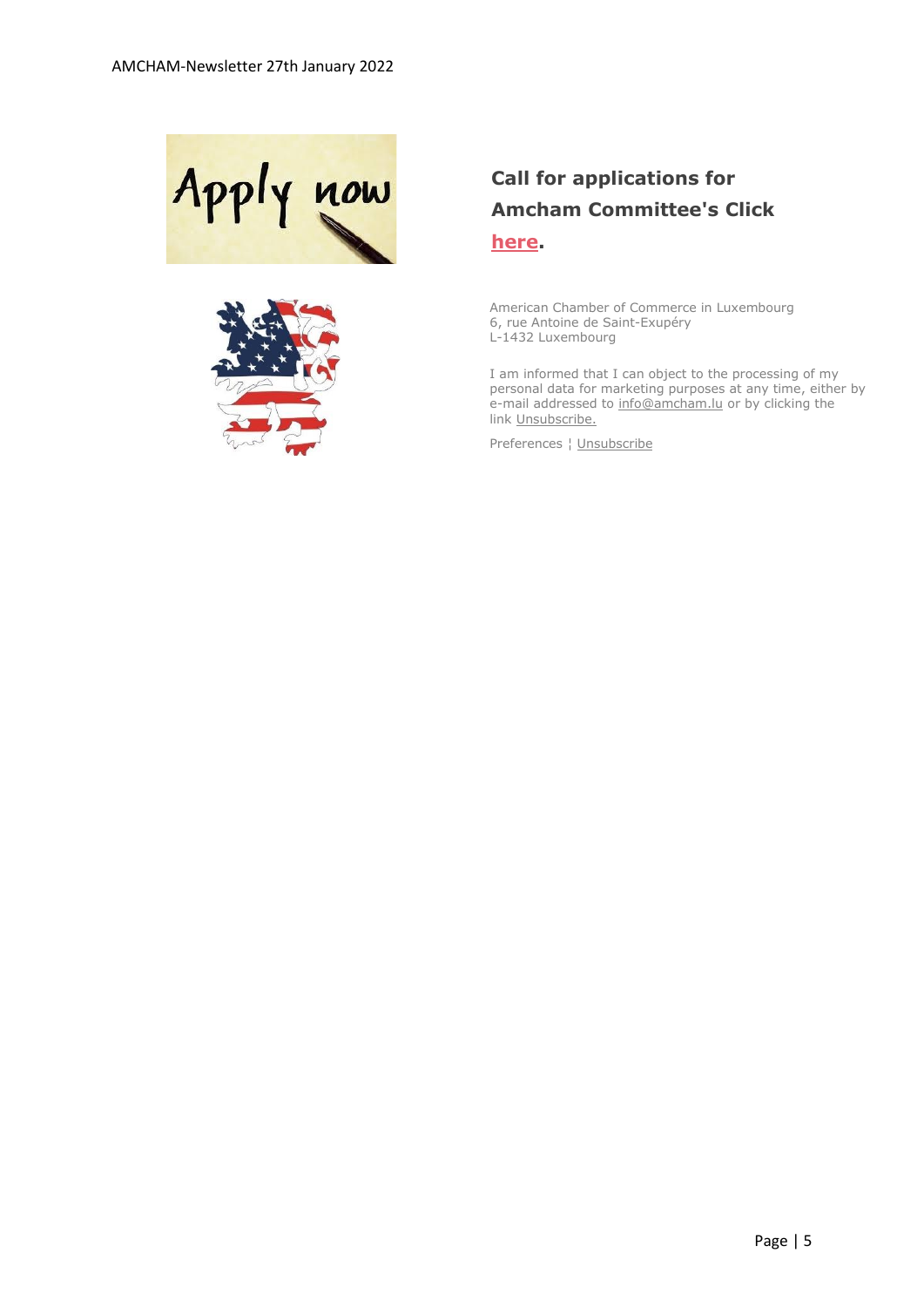**Call for applications for Amcham Committee's Click here.**

American Chamber of Commerce in Luxembourg
6, rue Antoine de Saint-Exupéry
L-1432 Luxembourg

I am informed that I can object to the processing of my personal data for marketing purposes at any time, either by e-mail addressed to info@amcham.lu or by clicking the link Unsubscribe.

Preferences ¦ Unsubscribe